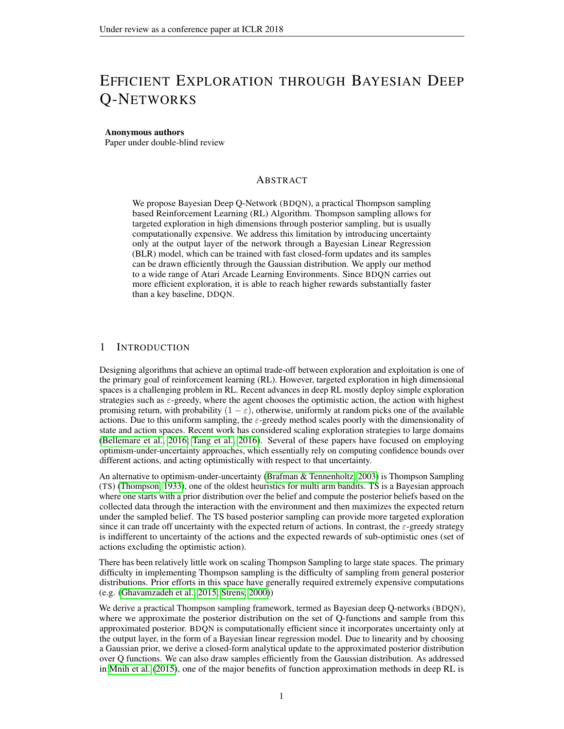# EFFICIENT EXPLORATION THROUGH BAYESIAN DEEP Q-NETWORKS

**Anonymous authors**
Paper under double-blind review

## ABSTRACT

We propose Bayesian Deep Q-Network (BDQN), a practical Thompson sampling based Reinforcement Learning (RL) Algorithm. Thompson sampling allows for targeted exploration in high dimensions through posterior sampling, but is usually computationally expensive. We address this limitation by introducing uncertainty only at the output layer of the network through a Bayesian Linear Regression (BLR) model, which can be trained with fast closed-form updates and its samples can be drawn efficiently through the Gaussian distribution. We apply our method to a wide range of Atari Arcade Learning Environments. Since BDQN carries out more efficient exploration, it is able to reach higher rewards substantially faster than a key baseline, DDQN.

## 1 INTRODUCTION

Designing algorithms that achieve an optimal trade-off between exploration and exploitation is one of the primary goal of reinforcement learning (RL). However, targeted exploration in high dimensional spaces is a challenging problem in RL. Recent advances in deep RL mostly deploy simple exploration strategies such as $\varepsilon$-greedy, where the agent chooses the optimistic action, the action with highest promising return, with probability $(1 - \varepsilon)$, otherwise, uniformly at random picks one of the available actions. Due to this uniform sampling, the $\varepsilon$-greedy method scales poorly with the dimensionality of state and action spaces. Recent work has considered scaling exploration strategies to large domains (Bellemare et al., 2016; Tang et al., 2016). Several of these papers have focused on employing optimism-under-uncertainty approaches, which essentially rely on computing confidence bounds over different actions, and acting optimistically with respect to that uncertainty.

An alternative to optimism-under-uncertainty (Brafman & Tennenholtz, 2003) is Thompson Sampling (TS) (Thompson, 1933), one of the oldest heuristics for multi arm bandits. TS is a Bayesian approach where one starts with a prior distribution over the belief and compute the posterior beliefs based on the collected data through the interaction with the environment and then maximizes the expected return under the sampled belief. The TS based posterior sampling can provide more targeted exploration since it can trade off uncertainty with the expected return of actions. In contrast, the $\varepsilon$-greedy strategy is indifferent to uncertainty of the actions and the expected rewards of sub-optimistic ones (set of actions excluding the optimistic action).

There has been relatively little work on scaling Thompson Sampling to large state spaces. The primary difficulty in implementing Thompson sampling is the difficulty of sampling from general posterior distributions. Prior efforts in this space have generally required extremely expensive computations (e.g. (Ghavamzadeh et al., 2015; Strens, 2000))

We derive a practical Thompson sampling framework, termed as Bayesian deep Q-networks (BDQN), where we approximate the posterior distribution on the set of Q-functions and sample from this approximated posterior. BDQN is computationally efficient since it incorporates uncertainty only at the output layer, in the form of a Bayesian linear regression model. Due to linearity and by choosing a Gaussian prior, we derive a closed-form analytical update to the approximated posterior distribution over Q functions. We can also draw samples efficiently from the Gaussian distribution. As addressed in Mnih et al. (2015), one of the major benefits of function approximation methods in deep RL is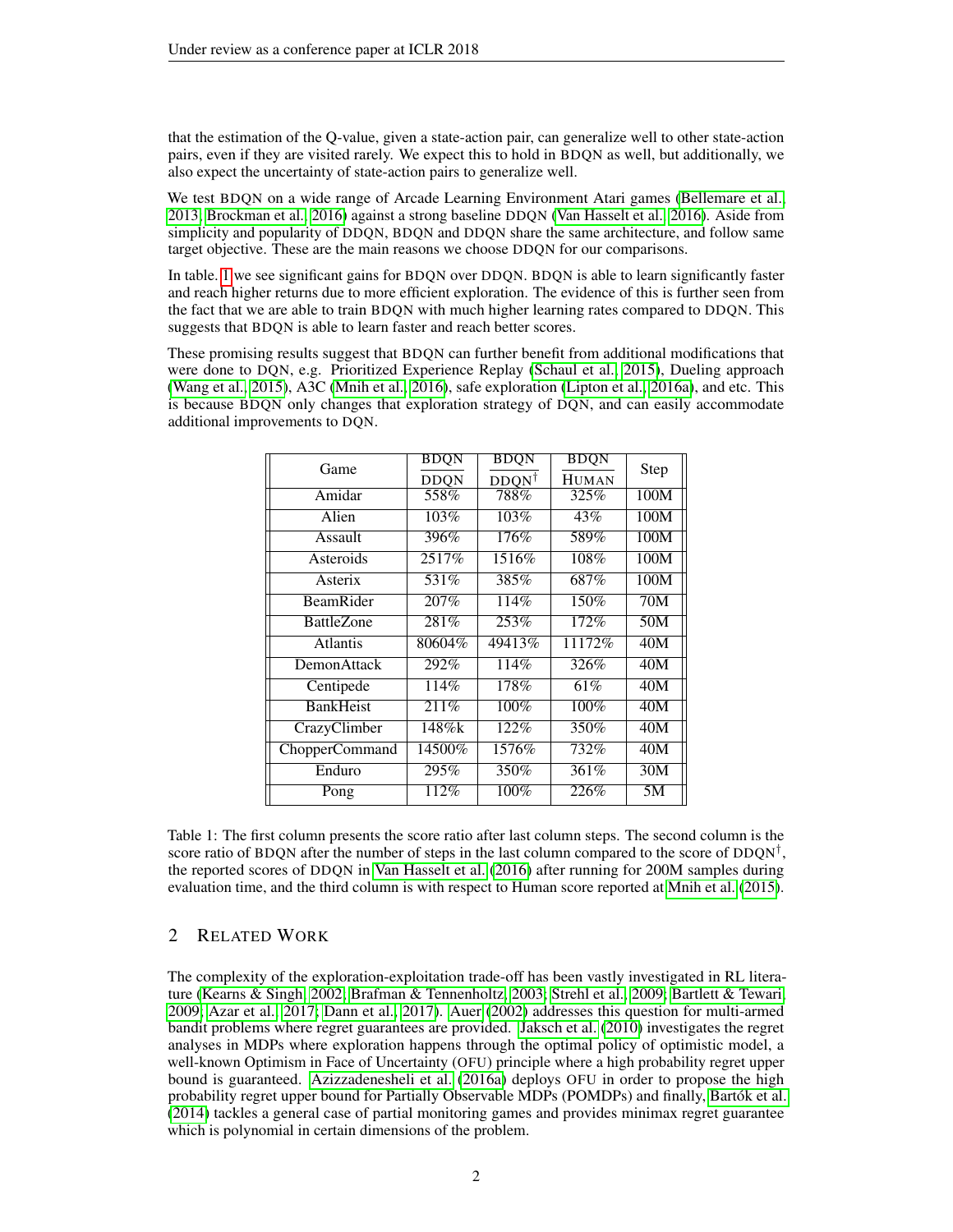that the estimation of the Q-value, given a state-action pair, can generalize well to other state-action pairs, even if they are visited rarely. We expect this to hold in BDQN as well, but additionally, we also expect the uncertainty of state-action pairs to generalize well.

We test BDQN on a wide range of Arcade Learning Environment Atari games (Bellemare et al., 2013; Brockman et al., 2016) against a strong baseline DDQN (Van Hasselt et al., 2016). Aside from simplicity and popularity of DDQN, BDQN and DDQN share the same architecture, and follow same target objective. These are the main reasons we choose DDQN for our comparisons.

In table. 1 we see significant gains for BDQN over DDQN. BDQN is able to learn significantly faster and reach higher returns due to more efficient exploration. The evidence of this is further seen from the fact that we are able to train BDQN with much higher learning rates compared to DDQN. This suggests that BDQN is able to learn faster and reach better scores.

These promising results suggest that BDQN can further benefit from additional modifications that were done to DQN, e.g. Prioritized Experience Replay (Schaul et al., 2015), Dueling approach (Wang et al., 2015), A3C (Mnih et al., 2016), safe exploration (Lipton et al., 2016a), and etc. This is because BDQN only changes that exploration strategy of DQN, and can easily accommodate additional improvements to DQN.

| Game | $\frac{\text{BDQN}}{\text{DDQN}}$ | $\frac{\text{BDQN}}{\text{DDQN}^{\dagger}}$ | $\frac{\text{BDQN}}{\text{HUMAN}}$ | Step |
|---|---|---|---|---|
| Amidar | 558% | 788% | 325% | 100M |
| Alien | 103% | 103% | 43% | 100M |
| Assault | 396% | 176% | 589% | 100M |
| Asteroids | 2517% | 1516% | 108% | 100M |
| Asterix | 531% | 385% | 687% | 100M |
| BeamRider | 207% | 114% | 150% | 70M |
| BattleZone | 281% | 253% | 172% | 50M |
| Atlantis | 80604% | 49413% | 11172% | 40M |
| DemonAttack | 292% | 114% | 326% | 40M |
| Centipede | 114% | 178% | 61% | 40M |
| BankHeist | 211% | 100% | 100% | 40M |
| CrazyClimber | 148%k | 122% | 350% | 40M |
| ChopperCommand | 14500% | 1576% | 732% | 40M |
| Enduro | 295% | 350% | 361% | 30M |
| Pong | 112% | 100% | 226% | 5M |

Table 1: The first column presents the score ratio after last column steps. The second column is the score ratio of BDQN after the number of steps in the last column compared to the score of DDQN$^{\dagger}$, the reported scores of DDQN in Van Hasselt et al. (2016) after running for 200M samples during evaluation time, and the third column is with respect to Human score reported at Mnih et al. (2015).

## 2 Related Work

The complexity of the exploration-exploitation trade-off has been vastly investigated in RL literature (Kearns & Singh, 2002; Brafman & Tennenholtz, 2003; Strehl et al., 2009; Bartlett & Tewari, 2009; Azar et al., 2017; Dann et al., 2017). Auer (2002) addresses this question for multi-armed bandit problems where regret guarantees are provided. Jaksch et al. (2010) investigates the regret analyses in MDPs where exploration happens through the optimal policy of optimistic model, a well-known Optimism in Face of Uncertainty (OFU) principle where a high probability regret upper bound is guaranteed. Azizzadenesheli et al. (2016a) deploys OFU in order to propose the high probability regret upper bound for Partially Observable MDPs (POMDPs) and finally, Bartók et al. (2014) tackles a general case of partial monitoring games and provides minimax regret guarantee which is polynomial in certain dimensions of the problem.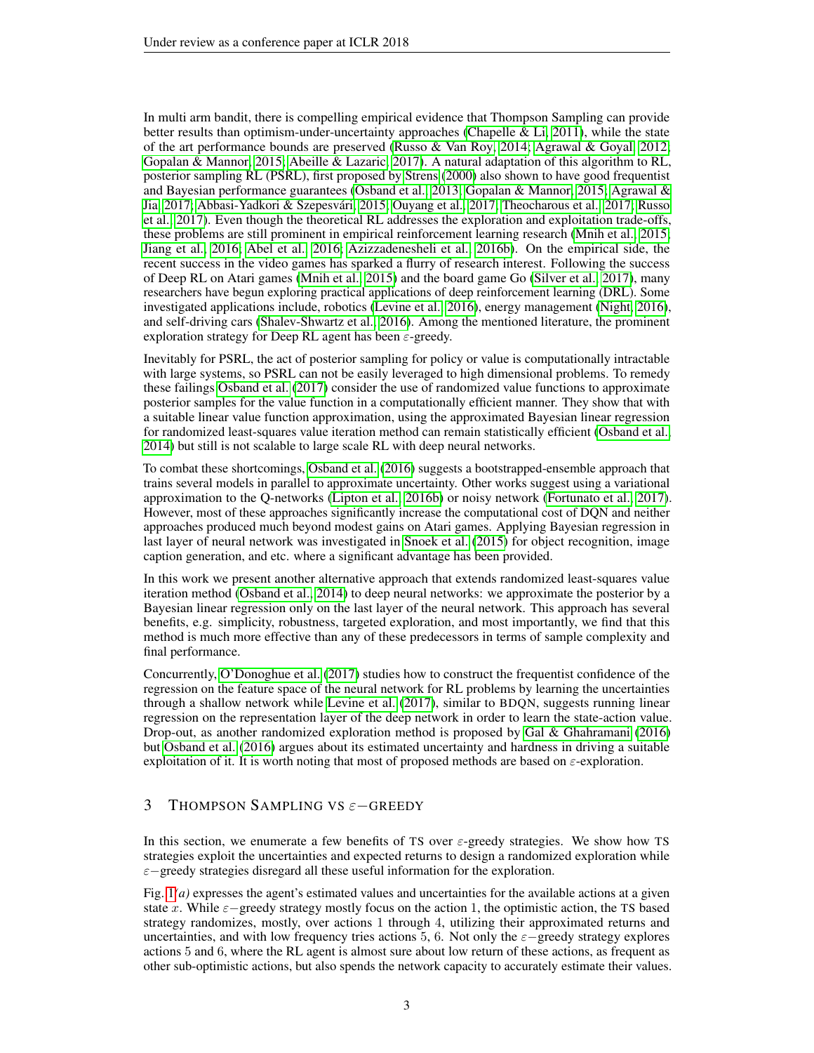In multi arm bandit, there is compelling empirical evidence that Thompson Sampling can provide better results than optimism-under-uncertainty approaches (Chapelle & Li, 2011), while the state of the art performance bounds are preserved (Russo & Van Roy, 2014; Agrawal & Goyal, 2012; Gopalan & Mannor, 2015; Abeille & Lazaric, 2017). A natural adaptation of this algorithm to RL, posterior sampling RL (PSRL), first proposed by Strens (2000) also shown to have good frequentist and Bayesian performance guarantees (Osband et al., 2013; Gopalan & Mannor, 2015; Agrawal & Jia, 2017; Abbasi-Yadkori & Szepesvári, 2015; Ouyang et al., 2017; Theocharous et al., 2017; Russo et al., 2017). Even though the theoretical RL addresses the exploration and exploitation trade-offs, these problems are still prominent in empirical reinforcement learning research (Mnih et al., 2015; Jiang et al., 2016; Abel et al., 2016; Azizzadenesheli et al., 2016b). On the empirical side, the recent success in the video games has sparked a flurry of research interest. Following the success of Deep RL on Atari games (Mnih et al., 2015) and the board game Go (Silver et al., 2017), many researchers have begun exploring practical applications of deep reinforcement learning (DRL). Some investigated applications include, robotics (Levine et al., 2016), energy management (Night, 2016), and self-driving cars (Shalev-Shwartz et al., 2016). Among the mentioned literature, the prominent exploration strategy for Deep RL agent has been $\varepsilon$-greedy.

Inevitably for PSRL, the act of posterior sampling for policy or value is computationally intractable with large systems, so PSRL can not be easily leveraged to high dimensional problems. To remedy these failings Osband et al. (2017) consider the use of randomized value functions to approximate posterior samples for the value function in a computationally efficient manner. They show that with a suitable linear value function approximation, using the approximated Bayesian linear regression for randomized least-squares value iteration method can remain statistically efficient (Osband et al., 2014) but still is not scalable to large scale RL with deep neural networks.

To combat these shortcomings, Osband et al. (2016) suggests a bootstrapped-ensemble approach that trains several models in parallel to approximate uncertainty. Other works suggest using a variational approximation to the Q-networks (Lipton et al., 2016b) or noisy network (Fortunato et al., 2017). However, most of these approaches significantly increase the computational cost of DQN and neither approaches produced much beyond modest gains on Atari games. Applying Bayesian regression in last layer of neural network was investigated in Snoek et al. (2015) for object recognition, image caption generation, and etc. where a significant advantage has been provided.

In this work we present another alternative approach that extends randomized least-squares value iteration method (Osband et al., 2014) to deep neural networks: we approximate the posterior by a Bayesian linear regression only on the last layer of the neural network. This approach has several benefits, e.g. simplicity, robustness, targeted exploration, and most importantly, we find that this method is much more effective than any of these predecessors in terms of sample complexity and final performance.

Concurrently, O'Donoghue et al. (2017) studies how to construct the frequentist confidence of the regression on the feature space of the neural network for RL problems by learning the uncertainties through a shallow network while Levine et al. (2017), similar to BDQN, suggests running linear regression on the representation layer of the deep network in order to learn the state-action value. Drop-out, as another randomized exploration method is proposed by Gal & Ghahramani (2016) but Osband et al. (2016) argues about its estimated uncertainty and hardness in driving a suitable exploitation of it. It is worth noting that most of proposed methods are based on $\varepsilon$-exploration.

## 3 Thompson Sampling vs $\varepsilon-$greedy

In this section, we enumerate a few benefits of TS over $\varepsilon$-greedy strategies. We show how TS strategies exploit the uncertainties and expected returns to design a randomized exploration while $\varepsilon-$greedy strategies disregard all these useful information for the exploration.

Fig. 1*(a)* expresses the agent's estimated values and uncertainties for the available actions at a given state $x$. While $\varepsilon-$greedy strategy mostly focus on the action 1, the optimistic action, the TS based strategy randomizes, mostly, over actions 1 through 4, utilizing their approximated returns and uncertainties, and with low frequency tries actions 5, 6. Not only the $\varepsilon-$greedy strategy explores actions 5 and 6, where the RL agent is almost sure about low return of these actions, as frequent as other sub-optimistic actions, but also spends the network capacity to accurately estimate their values.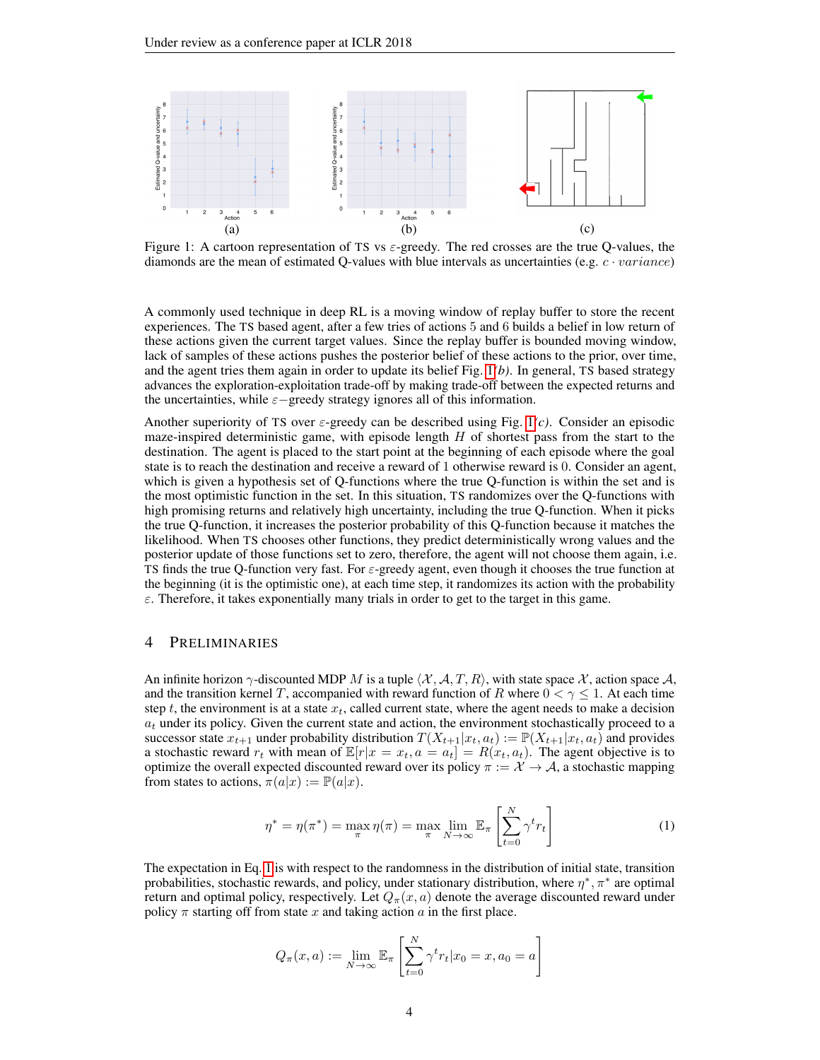(a) (b) (c)

Figure 1: A cartoon representation of TS vs $\varepsilon$-greedy. The red crosses are the true Q-values, the diamonds are the mean of estimated Q-values with blue intervals as uncertainties (e.g. $c \cdot variance$)

A commonly used technique in deep RL is a moving window of replay buffer to store the recent experiences. The TS based agent, after a few tries of actions 5 and 6 builds a belief in low return of these actions given the current target values. Since the replay buffer is bounded moving window, lack of samples of these actions pushes the posterior belief of these actions to the prior, over time, and the agent tries them again in order to update its belief Fig. 1(*b*). In general, TS based strategy advances the exploration-exploitation trade-off by making trade-off between the expected returns and the uncertainties, while $\varepsilon-$greedy strategy ignores all of this information.

Another superiority of TS over $\varepsilon$-greedy can be described using Fig. 1(*c*). Consider an episodic maze-inspired deterministic game, with episode length $H$ of shortest pass from the start to the destination. The agent is placed to the start point at the beginning of each episode where the goal state is to reach the destination and receive a reward of 1 otherwise reward is 0. Consider an agent, which is given a hypothesis set of Q-functions where the true Q-function is within the set and is the most optimistic function in the set. In this situation, TS randomizes over the Q-functions with high promising returns and relatively high uncertainty, including the true Q-function. When it picks the true Q-function, it increases the posterior probability of this Q-function because it matches the likelihood. When TS chooses other functions, they predict deterministically wrong values and the posterior update of those functions set to zero, therefore, the agent will not choose them again, i.e. TS finds the true Q-function very fast. For $\varepsilon$-greedy agent, even though it chooses the true function at the beginning (it is the optimistic one), at each time step, it randomizes its action with the probability $\varepsilon$. Therefore, it takes exponentially many trials in order to get to the target in this game.

## 4 Preliminaries

An infinite horizon $\gamma$-discounted MDP $M$ is a tuple $\langle \mathcal{X}, \mathcal{A}, T, R \rangle$, with state space $\mathcal{X}$, action space $\mathcal{A}$, and the transition kernel $T$, accompanied with reward function of $R$ where $0 < \gamma \leq 1$. At each time step $t$, the environment is at a state $x_t$, called current state, where the agent needs to make a decision $a_t$ under its policy. Given the current state and action, the environment stochastically proceed to a successor state $x_{t+1}$ under probability distribution $T(X_{t+1}|x_t, a_t) := \mathbb{P}(X_{t+1}|x_t, a_t)$ and provides a stochastic reward $r_t$ with mean of $\mathbb{E}[r|x = x_t, a = a_t] = R(x_t, a_t)$. The agent objective is to optimize the overall expected discounted reward over its policy $\pi := \mathcal{X} \rightarrow \mathcal{A}$, a stochastic mapping from states to actions, $\pi(a|x) := \mathbb{P}(a|x)$.

$$\eta^* = \eta(\pi^*) = \max_{\pi} \eta(\pi) = \max_{\pi} \lim_{N \rightarrow \infty} \mathbb{E}_{\pi} \left[ \sum_{t=0}^{N} \gamma^t r_t \right] \tag{1}$$

The expectation in Eq. 1 is with respect to the randomness in the distribution of initial state, transition probabilities, stochastic rewards, and policy, under stationary distribution, where $\eta^*, \pi^*$ are optimal return and optimal policy, respectively. Let $Q_\pi(x, a)$ denote the average discounted reward under policy $\pi$ starting off from state $x$ and taking action $a$ in the first place.

$$Q_\pi(x, a) := \lim_{N \rightarrow \infty} \mathbb{E}_{\pi} \left[ \sum_{t=0}^{N} \gamma^t r_t | x_0 = x, a_0 = a \right]$$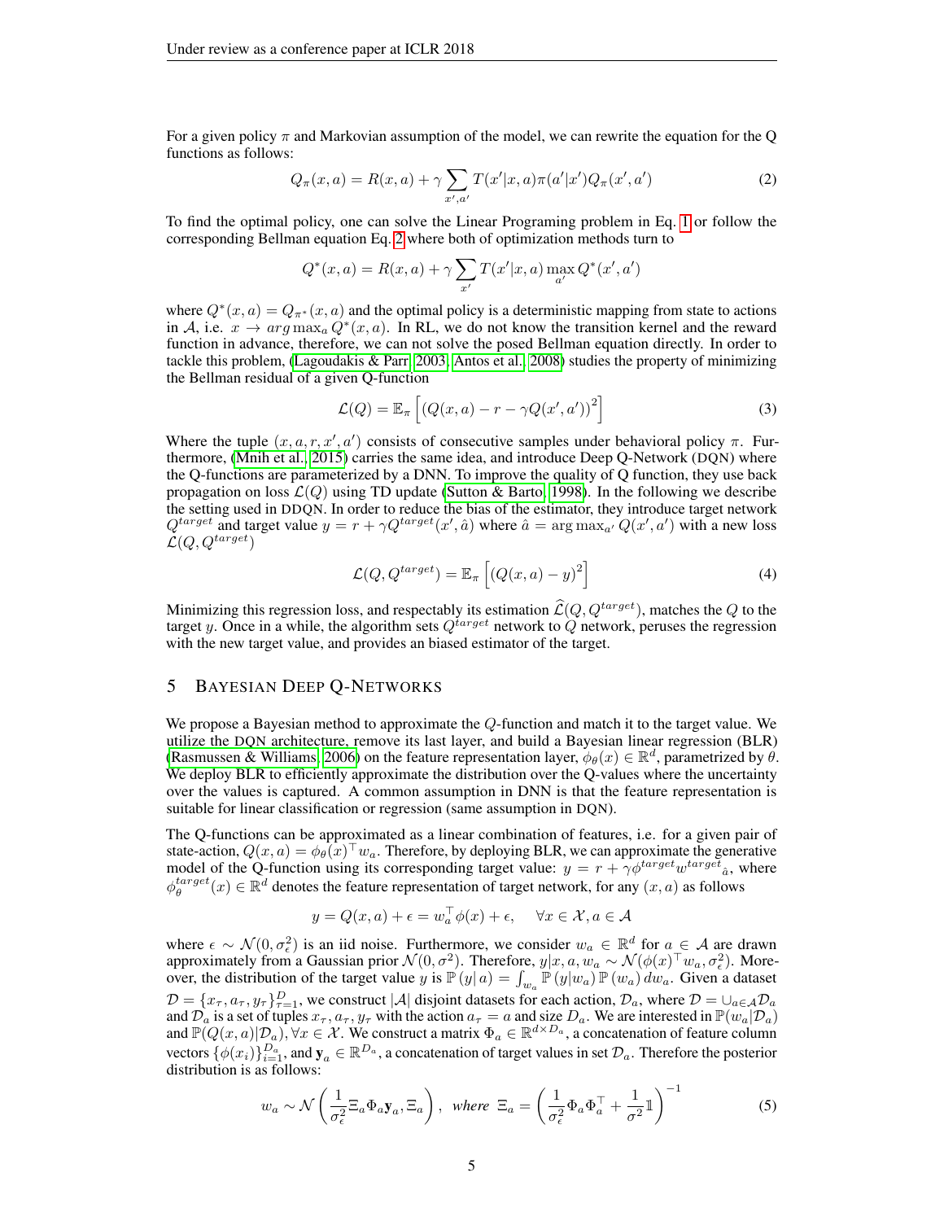For a given policy $\pi$ and Markovian assumption of the model, we can rewrite the equation for the Q functions as follows:

$$Q_\pi(x,a) = R(x,a) + \gamma \sum_{x',a'} T(x'|x,a)\pi(a'|x')Q_\pi(x',a') \tag{2}$$

To find the optimal policy, one can solve the Linear Programing problem in Eq. 1 or follow the corresponding Bellman equation Eq. 2 where both of optimization methods turn to

$$Q^*(x,a) = R(x,a) + \gamma \sum_{x'} T(x'|x,a) \max_{a'} Q^*(x',a')$$

where $Q^*(x,a) = Q_{\pi^*}(x,a)$ and the optimal policy is a deterministic mapping from state to actions in $\mathcal{A}$, i.e. $x \rightarrow arg\max_a Q^*(x,a)$. In RL, we do not know the transition kernel and the reward function in advance, therefore, we can not solve the posed Bellman equation directly. In order to tackle this problem, (Lagoudakis & Parr, 2003; Antos et al., 2008) studies the property of minimizing the Bellman residual of a given Q-function

$$\mathcal{L}(Q) = \mathbb{E}_\pi\left[\left(Q(x,a) - r - \gamma Q(x',a')\right)^2\right] \tag{3}$$

Where the tuple $(x, a, r, x', a')$ consists of consecutive samples under behavioral policy $\pi$. Furthermore, (Mnih et al., 2015) carries the same idea, and introduce Deep Q-Network (DQN) where the Q-functions are parameterized by a DNN. To improve the quality of Q function, they use back propagation on loss $\mathcal{L}(Q)$ using TD update (Sutton & Barto, 1998). In the following we describe the setting used in DDQN. In order to reduce the bias of the estimator, they introduce target network $Q^{target}$ and target value $y = r + \gamma Q^{target}(x', \hat{a})$ where $\hat{a} = \arg\max_{a'} Q(x', a')$ with a new loss $\mathcal{L}(Q, Q^{target})$

$$\mathcal{L}(Q, Q^{target}) = \mathbb{E}_\pi\left[\left(Q(x,a) - y\right)^2\right] \tag{4}$$

Minimizing this regression loss, and respectably its estimation $\widehat{\mathcal{L}}(Q, Q^{target})$, matches the $Q$ to the target $y$. Once in a while, the algorithm sets $Q^{target}$ network to $Q$ network, peruses the regression with the new target value, and provides an biased estimator of the target.

## 5 Bayesian Deep Q-Networks

We propose a Bayesian method to approximate the $Q$-function and match it to the target value. We utilize the DQN architecture, remove its last layer, and build a Bayesian linear regression (BLR) (Rasmussen & Williams, 2006) on the feature representation layer, $\phi_\theta(x) \in \mathbb{R}^d$, parametrized by $\theta$. We deploy BLR to efficiently approximate the distribution over the Q-values where the uncertainty over the values is captured. A common assumption in DNN is that the feature representation is suitable for linear classification or regression (same assumption in DQN).

The Q-functions can be approximated as a linear combination of features, i.e. for a given pair of state-action, $Q(x,a) = \phi_\theta(x)^\top w_a$. Therefore, by deploying BLR, we can approximate the generative model of the Q-function using its corresponding target value: $y = r + \gamma \phi^{target} w^{target}{}_{\hat{a}}$, where $\phi_\theta^{target}(x) \in \mathbb{R}^d$ denotes the feature representation of target network, for any $(x, a)$ as follows

$$y = Q(x,a) + \epsilon = w_a^\top \phi(x) + \epsilon, \quad \forall x \in \mathcal{X}, a \in \mathcal{A}$$

where $\epsilon \sim \mathcal{N}(0, \sigma_\epsilon^2)$ is an iid noise. Furthermore, we consider $w_a \in \mathbb{R}^d$ for $a \in \mathcal{A}$ are drawn approximately from a Gaussian prior $\mathcal{N}(0, \sigma^2)$. Therefore, $y|x, a, w_a \sim \mathcal{N}(\phi(x)^\top w_a, \sigma_\epsilon^2)$. Moreover, the distribution of the target value $y$ is $\mathbb{P}(y|a) = \int_{w_a} \mathbb{P}(y|w_a)\mathbb{P}(w_a)\, dw_a$. Given a dataset $\mathcal{D} = \{x_\tau, a_\tau, y_\tau\}_{\tau=1}^D$, we construct $|\mathcal{A}|$ disjoint datasets for each action, $\mathcal{D}_a$, where $\mathcal{D} = \cup_{a\in\mathcal{A}}\mathcal{D}_a$ and $\mathcal{D}_a$ is a set of tuples $x_\tau, a_\tau, y_\tau$ with the action $a_\tau = a$ and size $D_a$. We are interested in $\mathbb{P}(w_a|\mathcal{D}_a)$ and $\mathbb{P}(Q(x,a)|\mathcal{D}_a), \forall x \in \mathcal{X}$. We construct a matrix $\Phi_a \in \mathbb{R}^{d\times D_a}$, a concatenation of feature column vectors $\{\phi(x_i)\}_{i=1}^{D_a}$, and $\mathbf{y}_a \in \mathbb{R}^{D_a}$, a concatenation of target values in set $\mathcal{D}_a$. Therefore the posterior distribution is as follows:

$$w_a \sim \mathcal{N}\left(\frac{1}{\sigma_\epsilon^2}\Xi_a\Phi_a\mathbf{y}_a, \Xi_a\right), \ \textit{where} \ \Xi_a = \left(\frac{1}{\sigma_\epsilon^2}\Phi_a\Phi_a^\top + \frac{1}{\sigma^2}\mathbb{1}\right)^{-1} \tag{5}$$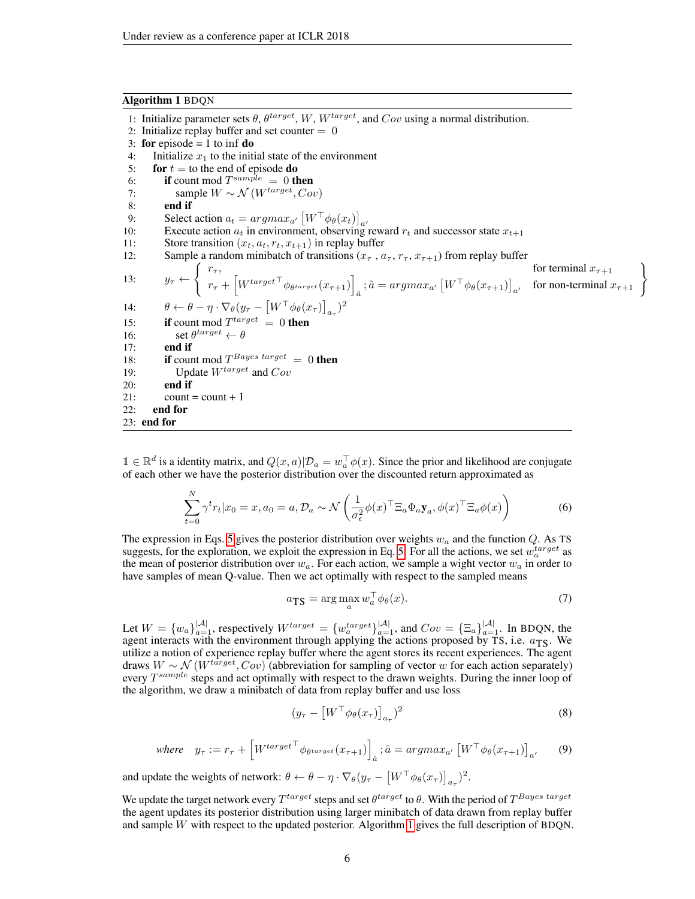**Algorithm 1** BDQN

```
1: Initialize parameter sets θ, θ^target, W, W^target, and Cov using a normal distribution.
2: Initialize replay buffer and set counter = 0
3: for episode = 1 to inf do
4:    Initialize x_1 to the initial state of the environment
5:    for t = to the end of episode do
6:       if count mod T^sample = 0 then
7:          sample W ~ N(W^target, Cov)
8:       end if
9:       Select action a_t = argmax_a' [W^T φ_θ(x_t)]_a'
10:      Execute action a_t in environment, observing reward r_t and successor state x_{t+1}
11:      Store transition (x_t, a_t, r_t, x_{t+1}) in replay buffer
12:      Sample a random minibatch of transitions (x_τ, a_τ, r_τ, x_{τ+1}) from replay buffer
13:      y_τ ← { r_τ,                                                                      for terminal x_{τ+1}
                 r_τ + [W^target^T φ_θ^target(x_{τ+1})]_â ; â = argmax_a' [W^T φ_θ(x_{τ+1})]_a'   for non-terminal x_{τ+1} }
14:      θ ← θ − η · ∇_θ(y_τ − [W^T φ_θ(x_τ)]_{a_τ})^2
15:      if count mod T^target = 0 then
16:         set θ^target ← θ
17:      end if
18:      if count mod T^{Bayes target} = 0 then
19:         Update W^target and Cov
20:      end if
21:      count = count + 1
22:   end for
23: end for
```

$\mathbb{1} \in \mathbb{R}^d$ is a identity matrix, and $Q(x,a)|\mathcal{D}_a = w_a^\top \phi(x)$. Since the prior and likelihood are conjugate of each other we have the posterior distribution over the discounted return approximated as

$$\sum_{t=0}^{N} \gamma^t r_t | x_0 = x, a_0 = a, \mathcal{D}_a \sim \mathcal{N}\left(\frac{1}{\sigma_\epsilon^2} \phi(x)^\top \Xi_a \Phi_a \mathbf{y}_a, \phi(x)^\top \Xi_a \phi(x)\right) \tag{6}$$

The expression in Eqs. 5 gives the posterior distribution over weights $w_a$ and the function $Q$. As TS suggests, for the exploration, we exploit the expression in Eq. 5. For all the actions, we set $w_a^{target}$ as the mean of posterior distribution over $w_a$. For each action, we sample a wight vector $w_a$ in order to have samples of mean Q-value. Then we act optimally with respect to the sampled means

$$a_{\text{TS}} = \arg\max_a w_a^\top \phi_\theta(x). \tag{7}$$

Let $W = \{w_a\}_{a=1}^{|\mathcal{A}|}$, respectively $W^{target} = \{w_a^{target}\}_{a=1}^{|\mathcal{A}|}$, and $Cov = \{\Xi_a\}_{a=1}^{|\mathcal{A}|}$. In BDQN, the agent interacts with the environment through applying the actions proposed by TS, i.e. $a_{\text{TS}}$. We utilize a notion of experience replay buffer where the agent stores its recent experiences. The agent draws $W \sim \mathcal{N}(W^{target}, Cov)$ (abbreviation for sampling of vector $w$ for each action separately) every $T^{sample}$ steps and act optimally with respect to the drawn weights. During the inner loop of the algorithm, we draw a minibatch of data from replay buffer and use loss

$$(y_\tau - \left[W^\top \phi_\theta(x_\tau)\right]_{a_\tau})^2 \tag{8}$$

$$\textit{where} \quad y_\tau := r_\tau + \left[{W^{target}}^\top \phi_{\theta^{target}}(x_{\tau+1})\right]_{\hat{a}}; \hat{a} = argmax_{a'} \left[W^\top \phi_\theta(x_{\tau+1})\right]_{a'} \tag{9}$$

and update the weights of network: $\theta \leftarrow \theta - \eta \cdot \nabla_\theta (y_\tau - \left[W^\top \phi_\theta(x_\tau)\right]_{a_\tau})^2$.

We update the target network every $T^{target}$ steps and set $\theta^{target}$ to $\theta$. With the period of $T^{Bayes\ target}$ the agent updates its posterior distribution using larger minibatch of data drawn from replay buffer and sample $W$ with respect to the updated posterior. Algorithm 1 gives the full description of BDQN.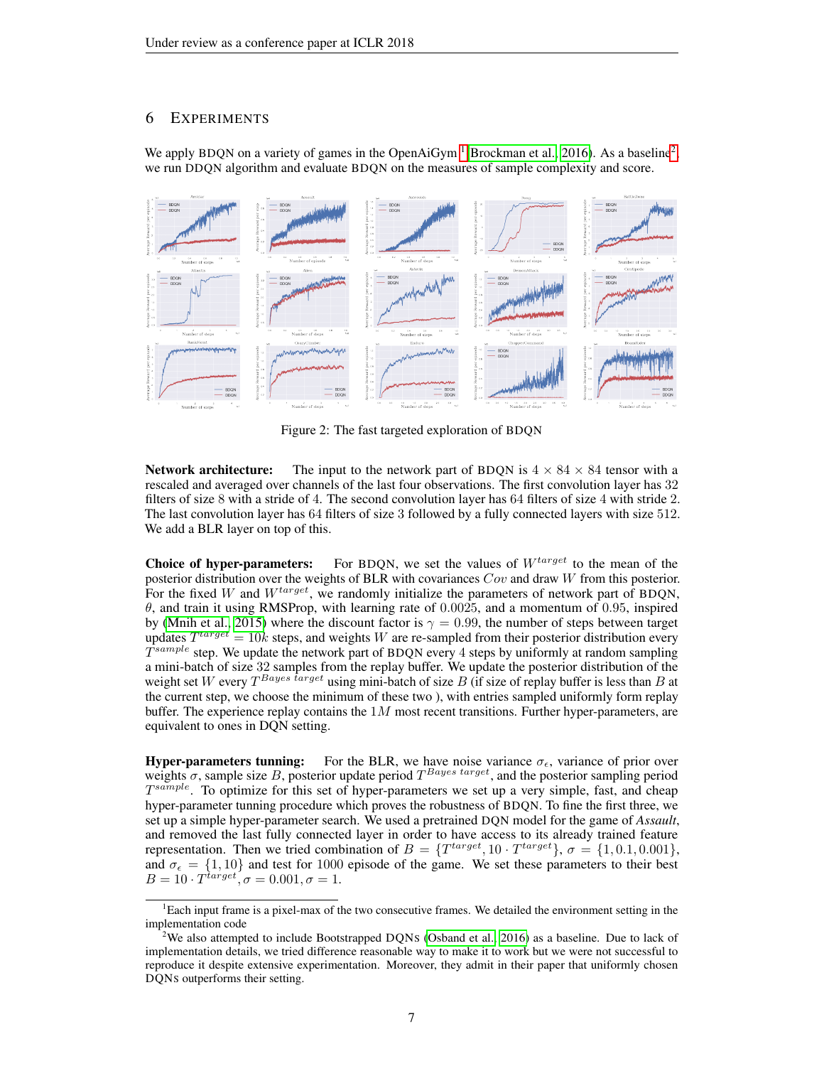## 6 Experiments

We apply BDQN on a variety of games in the OpenAiGym [1] (Brockman et al., 2016). As a baseline[2], we run DDQN algorithm and evaluate BDQN on the measures of sample complexity and score.

Figure 2: The fast targeted exploration of BDQN

**Network architecture:** The input to the network part of BDQN is $4 \times 84 \times 84$ tensor with a rescaled and averaged over channels of the last four observations. The first convolution layer has 32 filters of size 8 with a stride of 4. The second convolution layer has 64 filters of size 4 with stride 2. The last convolution layer has 64 filters of size 3 followed by a fully connected layers with size 512. We add a BLR layer on top of this.

**Choice of hyper-parameters:** For BDQN, we set the values of $W^{target}$ to the mean of the posterior distribution over the weights of BLR with covariances $Cov$ and draw $W$ from this posterior. For the fixed $W$ and $W^{target}$, we randomly initialize the parameters of network part of BDQN, $\theta$, and train it using RMSProp, with learning rate of $0.0025$, and a momentum of $0.95$, inspired by (Mnih et al., 2015) where the discount factor is $\gamma = 0.99$, the number of steps between target updates $T^{target} = 10k$ steps, and weights $W$ are re-sampled from their posterior distribution every $T^{sample}$ step. We update the network part of BDQN every 4 steps by uniformly at random sampling a mini-batch of size 32 samples from the replay buffer. We update the posterior distribution of the weight set $W$ every $T^{Bayes\ target}$ using mini-batch of size $B$ (if size of replay buffer is less than $B$ at the current step, we choose the minimum of these two ), with entries sampled uniformly form replay buffer. The experience replay contains the $1M$ most recent transitions. Further hyper-parameters, are equivalent to ones in DQN setting.

**Hyper-parameters tunning:** For the BLR, we have noise variance $\sigma_\epsilon$, variance of prior over weights $\sigma$, sample size $B$, posterior update period $T^{Bayes\ target}$, and the posterior sampling period $T^{sample}$. To optimize for this set of hyper-parameters we set up a very simple, fast, and cheap hyper-parameter tunning procedure which proves the robustness of BDQN. To fine the first three, we set up a simple hyper-parameter search. We used a pretrained DQN model for the game of *Assault*, and removed the last fully connected layer in order to have access to its already trained feature representation. Then we tried combination of $B = \{T^{target}, 10 \cdot T^{target}\}$, $\sigma = \{1, 0.1, 0.001\}$, and $\sigma_\epsilon = \{1, 10\}$ and test for 1000 episode of the game. We set these parameters to their best $B = 10 \cdot T^{target}, \sigma = 0.001, \sigma = 1$.

[1] Each input frame is a pixel-max of the two consecutive frames. We detailed the environment setting in the implementation code

[2] We also attempted to include Bootstrapped DQNs (Osband et al., 2016) as a baseline. Due to lack of implementation details, we tried difference reasonable way to make it to work but we were not successful to reproduce it despite extensive experimentation. Moreover, they admit in their paper that uniformly chosen DQNs outperforms their setting.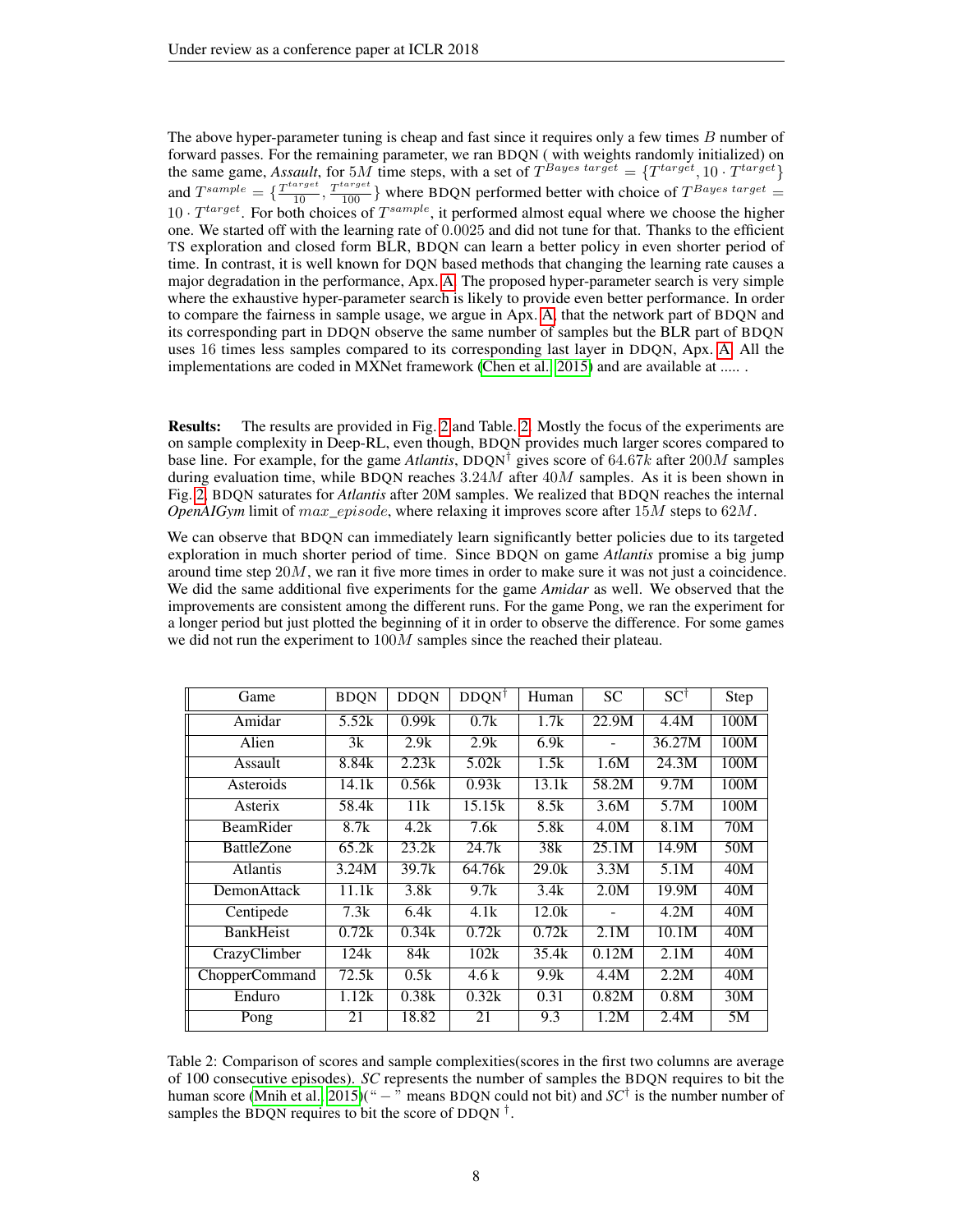The above hyper-parameter tuning is cheap and fast since it requires only a few times $B$ number of forward passes. For the remaining parameter, we ran BDQN ( with weights randomly initialized) on the same game, *Assault*, for $5M$ time steps, with a set of $T^{Bayes\ target} = \{T^{target}, 10 \cdot T^{target}\}$ and $T^{sample} = \{\frac{T^{target}}{10}, \frac{T^{target}}{100}\}$ where BDQN performed better with choice of $T^{Bayes\ target} = 10 \cdot T^{target}$. For both choices of $T^{sample}$, it performed almost equal where we choose the higher one. We started off with the learning rate of $0.0025$ and did not tune for that. Thanks to the efficient TS exploration and closed form BLR, BDQN can learn a better policy in even shorter period of time. In contrast, it is well known for DQN based methods that changing the learning rate causes a major degradation in the performance, Apx. A. The proposed hyper-parameter search is very simple where the exhaustive hyper-parameter search is likely to provide even better performance. In order to compare the fairness in sample usage, we argue in Apx. A, that the network part of BDQN and its corresponding part in DDQN observe the same number of samples but the BLR part of BDQN uses 16 times less samples compared to its corresponding last layer in DDQN, Apx. A. All the implementations are coded in MXNet framework (Chen et al., 2015) and are available at ..... .

**Results:** The results are provided in Fig. 2 and Table. 2. Mostly the focus of the experiments are on sample complexity in Deep-RL, even though, BDQN provides much larger scores compared to base line. For example, for the game *Atlantis*, DDQN$^\dagger$ gives score of $64.67k$ after $200M$ samples during evaluation time, while BDQN reaches $3.24M$ after $40M$ samples. As it is been shown in Fig. 2, BDQN saturates for *Atlantis* after 20M samples. We realized that BDQN reaches the internal *OpenAIGym* limit of $max\_episode$, where relaxing it improves score after $15M$ steps to $62M$.

We can observe that BDQN can immediately learn significantly better policies due to its targeted exploration in much shorter period of time. Since BDQN on game *Atlantis* promise a big jump around time step $20M$, we ran it five more times in order to make sure it was not just a coincidence. We did the same additional five experiments for the game *Amidar* as well. We observed that the improvements are consistent among the different runs. For the game Pong, we ran the experiment for a longer period but just plotted the beginning of it in order to observe the difference. For some games we did not run the experiment to $100M$ samples since the reached their plateau.

| Game | BDQN | DDQN | DDQN$^\dagger$ | Human | SC | SC$^\dagger$ | Step |
|---|---|---|---|---|---|---|---|
| Amidar | 5.52k | 0.99k | 0.7k | 1.7k | 22.9M | 4.4M | 100M |
| Alien | 3k | 2.9k | 2.9k | 6.9k | - | 36.27M | 100M |
| Assault | 8.84k | 2.23k | 5.02k | 1.5k | 1.6M | 24.3M | 100M |
| Asteroids | 14.1k | 0.56k | 0.93k | 13.1k | 58.2M | 9.7M | 100M |
| Asterix | 58.4k | 11k | 15.15k | 8.5k | 3.6M | 5.7M | 100M |
| BeamRider | 8.7k | 4.2k | 7.6k | 5.8k | 4.0M | 8.1M | 70M |
| BattleZone | 65.2k | 23.2k | 24.7k | 38k | 25.1M | 14.9M | 50M |
| Atlantis | 3.24M | 39.7k | 64.76k | 29.0k | 3.3M | 5.1M | 40M |
| DemonAttack | 11.1k | 3.8k | 9.7k | 3.4k | 2.0M | 19.9M | 40M |
| Centipede | 7.3k | 6.4k | 4.1k | 12.0k | - | 4.2M | 40M |
| BankHeist | 0.72k | 0.34k | 0.72k | 0.72k | 2.1M | 10.1M | 40M |
| CrazyClimber | 124k | 84k | 102k | 35.4k | 0.12M | 2.1M | 40M |
| ChopperCommand | 72.5k | 0.5k | 4.6 k | 9.9k | 4.4M | 2.2M | 40M |
| Enduro | 1.12k | 0.38k | 0.32k | 0.31 | 0.82M | 0.8M | 30M |
| Pong | 21 | 18.82 | 21 | 9.3 | 1.2M | 2.4M | 5M |

Table 2: Comparison of scores and sample complexities(scores in the first two columns are average of 100 consecutive episodes). *SC* represents the number of samples the BDQN requires to bit the human score (Mnih et al., 2015)(" $-$ " means BDQN could not bit) and *SC*$^\dagger$ is the number number of samples the BDQN requires to bit the score of DDQN $^\dagger$.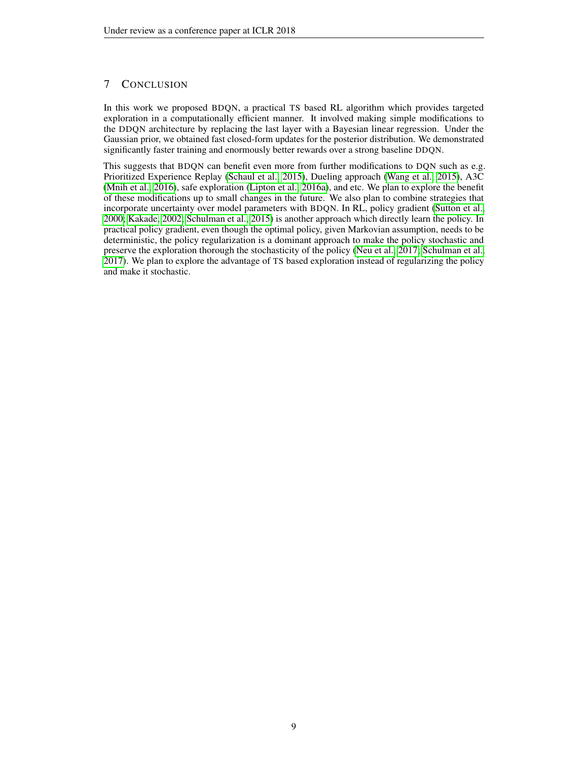## 7 CONCLUSION

In this work we proposed BDQN, a practical TS based RL algorithm which provides targeted exploration in a computationally efficient manner. It involved making simple modifications to the DDQN architecture by replacing the last layer with a Bayesian linear regression. Under the Gaussian prior, we obtained fast closed-form updates for the posterior distribution. We demonstrated significantly faster training and enormously better rewards over a strong baseline DDQN.

This suggests that BDQN can benefit even more from further modifications to DQN such as e.g. Prioritized Experience Replay (Schaul et al., 2015), Dueling approach (Wang et al., 2015), A3C (Mnih et al., 2016), safe exploration (Lipton et al., 2016a), and etc. We plan to explore the benefit of these modifications up to small changes in the future. We also plan to combine strategies that incorporate uncertainty over model parameters with BDQN. In RL, policy gradient (Sutton et al., 2000; Kakade, 2002; Schulman et al., 2015) is another approach which directly learn the policy. In practical policy gradient, even though the optimal policy, given Markovian assumption, needs to be deterministic, the policy regularization is a dominant approach to make the policy stochastic and preserve the exploration thorough the stochasticity of the policy (Neu et al., 2017; Schulman et al., 2017). We plan to explore the advantage of TS based exploration instead of regularizing the policy and make it stochastic.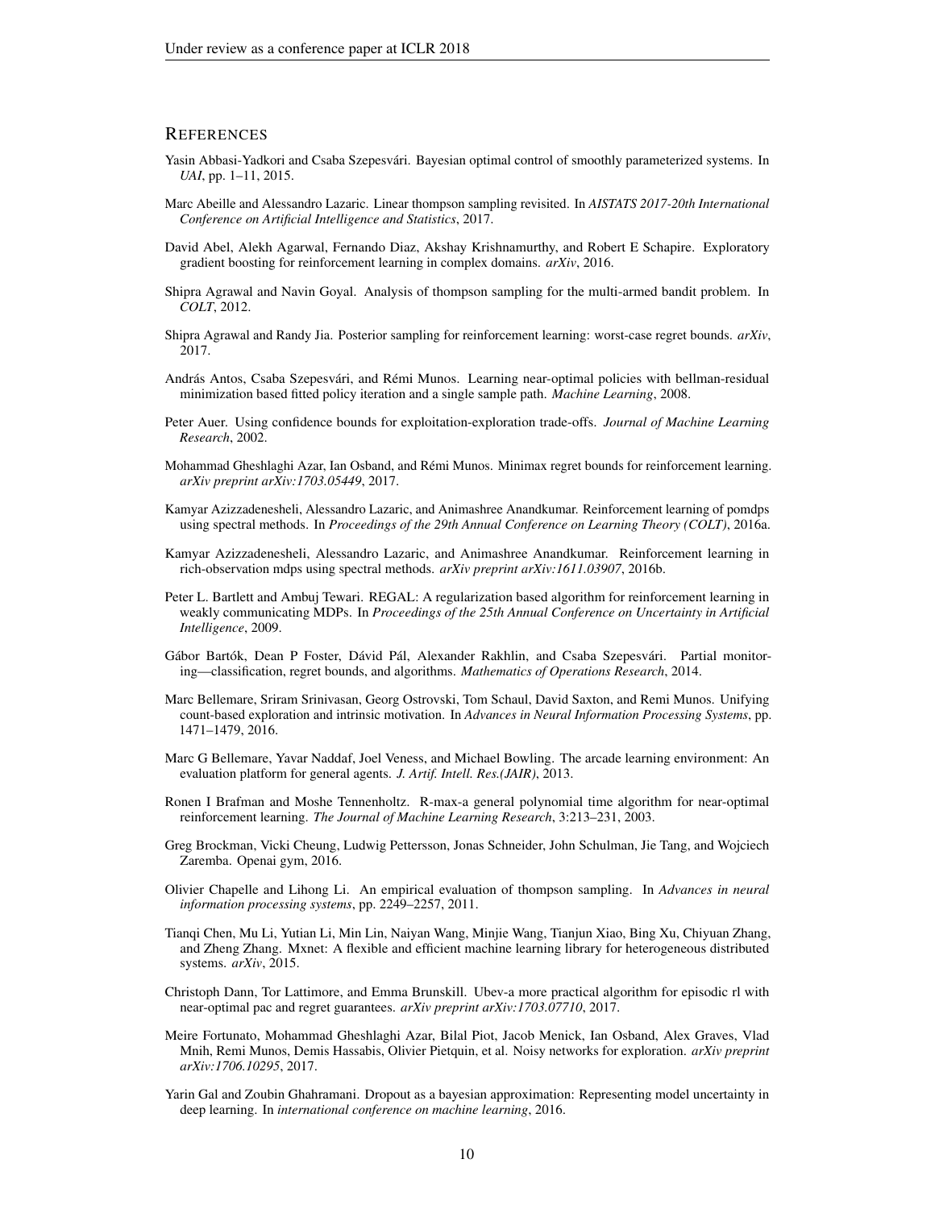## REFERENCES

Yasin Abbasi-Yadkori and Csaba Szepesvári. Bayesian optimal control of smoothly parameterized systems. In *UAI*, pp. 1–11, 2015.

Marc Abeille and Alessandro Lazaric. Linear thompson sampling revisited. In *AISTATS 2017-20th International Conference on Artificial Intelligence and Statistics*, 2017.

David Abel, Alekh Agarwal, Fernando Diaz, Akshay Krishnamurthy, and Robert E Schapire. Exploratory gradient boosting for reinforcement learning in complex domains. *arXiv*, 2016.

Shipra Agrawal and Navin Goyal. Analysis of thompson sampling for the multi-armed bandit problem. In *COLT*, 2012.

Shipra Agrawal and Randy Jia. Posterior sampling for reinforcement learning: worst-case regret bounds. *arXiv*, 2017.

András Antos, Csaba Szepesvári, and Rémi Munos. Learning near-optimal policies with bellman-residual minimization based fitted policy iteration and a single sample path. *Machine Learning*, 2008.

Peter Auer. Using confidence bounds for exploitation-exploration trade-offs. *Journal of Machine Learning Research*, 2002.

Mohammad Gheshlaghi Azar, Ian Osband, and Rémi Munos. Minimax regret bounds for reinforcement learning. *arXiv preprint arXiv:1703.05449*, 2017.

Kamyar Azizzadenesheli, Alessandro Lazaric, and Animashree Anandkumar. Reinforcement learning of pomdps using spectral methods. In *Proceedings of the 29th Annual Conference on Learning Theory (COLT)*, 2016a.

Kamyar Azizzadenesheli, Alessandro Lazaric, and Animashree Anandkumar. Reinforcement learning in rich-observation mdps using spectral methods. *arXiv preprint arXiv:1611.03907*, 2016b.

Peter L. Bartlett and Ambuj Tewari. REGAL: A regularization based algorithm for reinforcement learning in weakly communicating MDPs. In *Proceedings of the 25th Annual Conference on Uncertainty in Artificial Intelligence*, 2009.

Gábor Bartók, Dean P Foster, Dávid Pál, Alexander Rakhlin, and Csaba Szepesvári. Partial monitoring—classification, regret bounds, and algorithms. *Mathematics of Operations Research*, 2014.

Marc Bellemare, Sriram Srinivasan, Georg Ostrovski, Tom Schaul, David Saxton, and Remi Munos. Unifying count-based exploration and intrinsic motivation. In *Advances in Neural Information Processing Systems*, pp. 1471–1479, 2016.

Marc G Bellemare, Yavar Naddaf, Joel Veness, and Michael Bowling. The arcade learning environment: An evaluation platform for general agents. *J. Artif. Intell. Res.(JAIR)*, 2013.

Ronen I Brafman and Moshe Tennenholtz. R-max-a general polynomial time algorithm for near-optimal reinforcement learning. *The Journal of Machine Learning Research*, 3:213–231, 2003.

Greg Brockman, Vicki Cheung, Ludwig Pettersson, Jonas Schneider, John Schulman, Jie Tang, and Wojciech Zaremba. Openai gym, 2016.

Olivier Chapelle and Lihong Li. An empirical evaluation of thompson sampling. In *Advances in neural information processing systems*, pp. 2249–2257, 2011.

Tianqi Chen, Mu Li, Yutian Li, Min Lin, Naiyan Wang, Minjie Wang, Tianjun Xiao, Bing Xu, Chiyuan Zhang, and Zheng Zhang. Mxnet: A flexible and efficient machine learning library for heterogeneous distributed systems. *arXiv*, 2015.

Christoph Dann, Tor Lattimore, and Emma Brunskill. Ubev-a more practical algorithm for episodic rl with near-optimal pac and regret guarantees. *arXiv preprint arXiv:1703.07710*, 2017.

Meire Fortunato, Mohammad Gheshlaghi Azar, Bilal Piot, Jacob Menick, Ian Osband, Alex Graves, Vlad Mnih, Remi Munos, Demis Hassabis, Olivier Pietquin, et al. Noisy networks for exploration. *arXiv preprint arXiv:1706.10295*, 2017.

Yarin Gal and Zoubin Ghahramani. Dropout as a bayesian approximation: Representing model uncertainty in deep learning. In *international conference on machine learning*, 2016.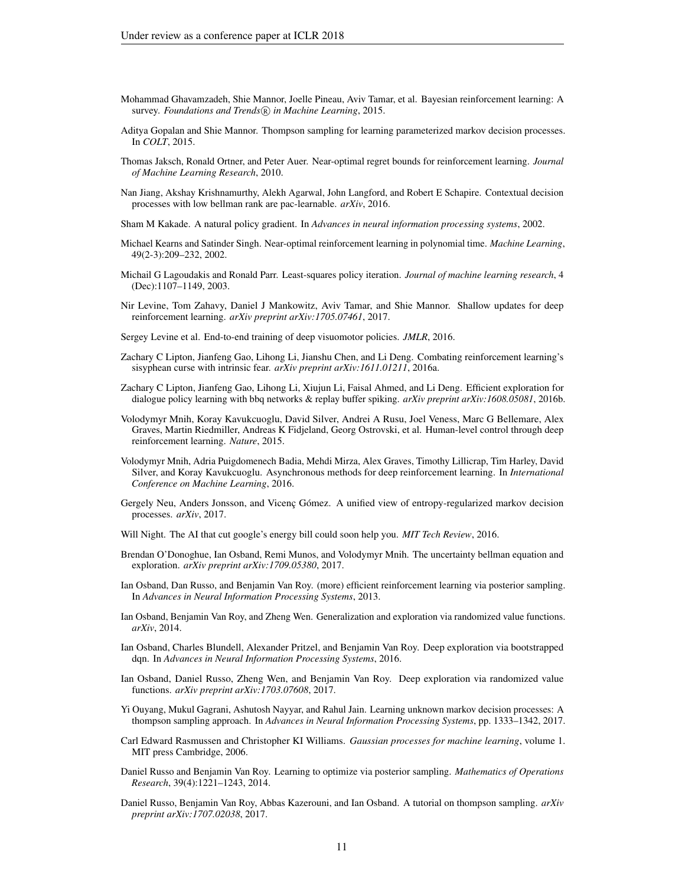Mohammad Ghavamzadeh, Shie Mannor, Joelle Pineau, Aviv Tamar, et al. Bayesian reinforcement learning: A survey. *Foundations and Trends® in Machine Learning*, 2015.

Aditya Gopalan and Shie Mannor. Thompson sampling for learning parameterized markov decision processes. In *COLT*, 2015.

Thomas Jaksch, Ronald Ortner, and Peter Auer. Near-optimal regret bounds for reinforcement learning. *Journal of Machine Learning Research*, 2010.

Nan Jiang, Akshay Krishnamurthy, Alekh Agarwal, John Langford, and Robert E Schapire. Contextual decision processes with low bellman rank are pac-learnable. *arXiv*, 2016.

Sham M Kakade. A natural policy gradient. In *Advances in neural information processing systems*, 2002.

Michael Kearns and Satinder Singh. Near-optimal reinforcement learning in polynomial time. *Machine Learning*, 49(2-3):209–232, 2002.

Michail G Lagoudakis and Ronald Parr. Least-squares policy iteration. *Journal of machine learning research*, 4 (Dec):1107–1149, 2003.

Nir Levine, Tom Zahavy, Daniel J Mankowitz, Aviv Tamar, and Shie Mannor. Shallow updates for deep reinforcement learning. *arXiv preprint arXiv:1705.07461*, 2017.

Sergey Levine et al. End-to-end training of deep visuomotor policies. *JMLR*, 2016.

Zachary C Lipton, Jianfeng Gao, Lihong Li, Jianshu Chen, and Li Deng. Combating reinforcement learning's sisyphean curse with intrinsic fear. *arXiv preprint arXiv:1611.01211*, 2016a.

Zachary C Lipton, Jianfeng Gao, Lihong Li, Xiujun Li, Faisal Ahmed, and Li Deng. Efficient exploration for dialogue policy learning with bbq networks & replay buffer spiking. *arXiv preprint arXiv:1608.05081*, 2016b.

Volodymyr Mnih, Koray Kavukcuoglu, David Silver, Andrei A Rusu, Joel Veness, Marc G Bellemare, Alex Graves, Martin Riedmiller, Andreas K Fidjeland, Georg Ostrovski, et al. Human-level control through deep reinforcement learning. *Nature*, 2015.

Volodymyr Mnih, Adria Puigdomenech Badia, Mehdi Mirza, Alex Graves, Timothy Lillicrap, Tim Harley, David Silver, and Koray Kavukcuoglu. Asynchronous methods for deep reinforcement learning. In *International Conference on Machine Learning*, 2016.

Gergely Neu, Anders Jonsson, and Vicenç Gómez. A unified view of entropy-regularized markov decision processes. *arXiv*, 2017.

Will Night. The AI that cut google's energy bill could soon help you. *MIT Tech Review*, 2016.

Brendan O'Donoghue, Ian Osband, Remi Munos, and Volodymyr Mnih. The uncertainty bellman equation and exploration. *arXiv preprint arXiv:1709.05380*, 2017.

Ian Osband, Dan Russo, and Benjamin Van Roy. (more) efficient reinforcement learning via posterior sampling. In *Advances in Neural Information Processing Systems*, 2013.

Ian Osband, Benjamin Van Roy, and Zheng Wen. Generalization and exploration via randomized value functions. *arXiv*, 2014.

Ian Osband, Charles Blundell, Alexander Pritzel, and Benjamin Van Roy. Deep exploration via bootstrapped dqn. In *Advances in Neural Information Processing Systems*, 2016.

Ian Osband, Daniel Russo, Zheng Wen, and Benjamin Van Roy. Deep exploration via randomized value functions. *arXiv preprint arXiv:1703.07608*, 2017.

Yi Ouyang, Mukul Gagrani, Ashutosh Nayyar, and Rahul Jain. Learning unknown markov decision processes: A thompson sampling approach. In *Advances in Neural Information Processing Systems*, pp. 1333–1342, 2017.

Carl Edward Rasmussen and Christopher KI Williams. *Gaussian processes for machine learning*, volume 1. MIT press Cambridge, 2006.

Daniel Russo and Benjamin Van Roy. Learning to optimize via posterior sampling. *Mathematics of Operations Research*, 39(4):1221–1243, 2014.

Daniel Russo, Benjamin Van Roy, Abbas Kazerouni, and Ian Osband. A tutorial on thompson sampling. *arXiv preprint arXiv:1707.02038*, 2017.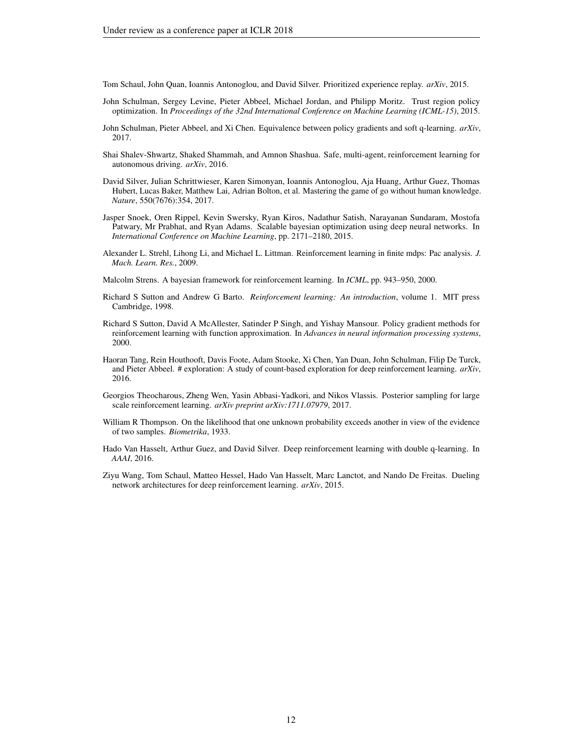Tom Schaul, John Quan, Ioannis Antonoglou, and David Silver. Prioritized experience replay. *arXiv*, 2015.

John Schulman, Sergey Levine, Pieter Abbeel, Michael Jordan, and Philipp Moritz. Trust region policy optimization. In *Proceedings of the 32nd International Conference on Machine Learning (ICML-15)*, 2015.

John Schulman, Pieter Abbeel, and Xi Chen. Equivalence between policy gradients and soft q-learning. *arXiv*, 2017.

Shai Shalev-Shwartz, Shaked Shammah, and Amnon Shashua. Safe, multi-agent, reinforcement learning for autonomous driving. *arXiv*, 2016.

David Silver, Julian Schrittwieser, Karen Simonyan, Ioannis Antonoglou, Aja Huang, Arthur Guez, Thomas Hubert, Lucas Baker, Matthew Lai, Adrian Bolton, et al. Mastering the game of go without human knowledge. *Nature*, 550(7676):354, 2017.

Jasper Snoek, Oren Rippel, Kevin Swersky, Ryan Kiros, Nadathur Satish, Narayanan Sundaram, Mostofa Patwary, Mr Prabhat, and Ryan Adams. Scalable bayesian optimization using deep neural networks. In *International Conference on Machine Learning*, pp. 2171–2180, 2015.

Alexander L. Strehl, Lihong Li, and Michael L. Littman. Reinforcement learning in finite mdps: Pac analysis. *J. Mach. Learn. Res.*, 2009.

Malcolm Strens. A bayesian framework for reinforcement learning. In *ICML*, pp. 943–950, 2000.

Richard S Sutton and Andrew G Barto. *Reinforcement learning: An introduction*, volume 1. MIT press Cambridge, 1998.

Richard S Sutton, David A McAllester, Satinder P Singh, and Yishay Mansour. Policy gradient methods for reinforcement learning with function approximation. In *Advances in neural information processing systems*, 2000.

Haoran Tang, Rein Houthooft, Davis Foote, Adam Stooke, Xi Chen, Yan Duan, John Schulman, Filip De Turck, and Pieter Abbeel. # exploration: A study of count-based exploration for deep reinforcement learning. *arXiv*, 2016.

Georgios Theocharous, Zheng Wen, Yasin Abbasi-Yadkori, and Nikos Vlassis. Posterior sampling for large scale reinforcement learning. *arXiv preprint arXiv:1711.07979*, 2017.

William R Thompson. On the likelihood that one unknown probability exceeds another in view of the evidence of two samples. *Biometrika*, 1933.

Hado Van Hasselt, Arthur Guez, and David Silver. Deep reinforcement learning with double q-learning. In *AAAI*, 2016.

Ziyu Wang, Tom Schaul, Matteo Hessel, Hado Van Hasselt, Marc Lanctot, and Nando De Freitas. Dueling network architectures for deep reinforcement learning. *arXiv*, 2015.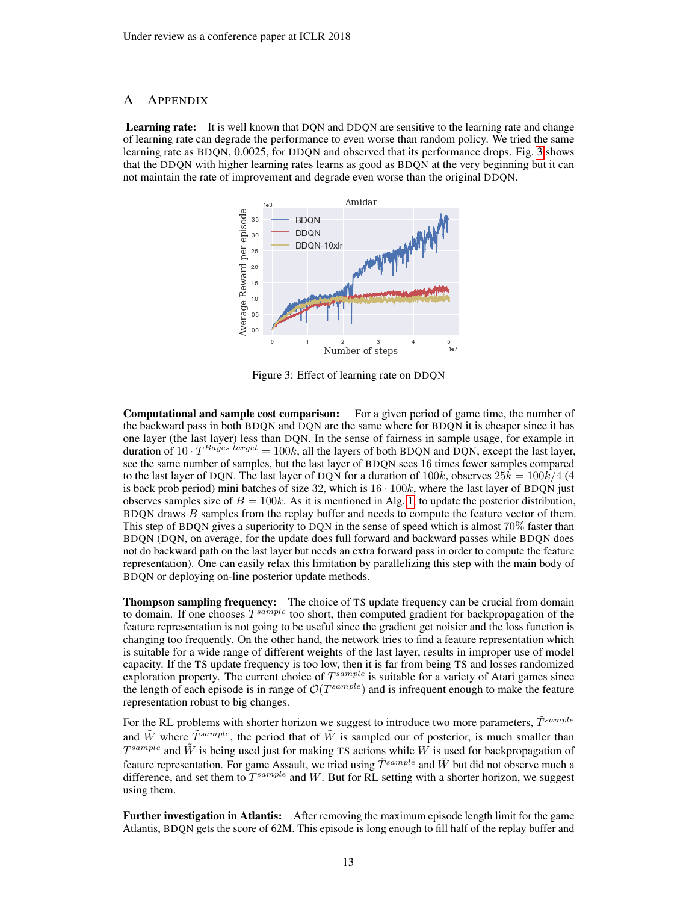## A APPENDIX

**Learning rate:** It is well known that DQN and DDQN are sensitive to the learning rate and change of learning rate can degrade the performance to even worse than random policy. We tried the same learning rate as BDQN, 0.0025, for DDQN and observed that its performance drops. Fig. 3 shows that the DDQN with higher learning rates learns as good as BDQN at the very beginning but it can not maintain the rate of improvement and degrade even worse than the original DDQN.

Figure 3: Effect of learning rate on DDQN

**Computational and sample cost comparison:** For a given period of game time, the number of the backward pass in both BDQN and DQN are the same where for BDQN it is cheaper since it has one layer (the last layer) less than DQN. In the sense of fairness in sample usage, for example in duration of $10 \cdot T^{Bayes\ target} = 100k$, all the layers of both BDQN and DQN, except the last layer, see the same number of samples, but the last layer of BDQN sees 16 times fewer samples compared to the last layer of DQN. The last layer of DQN for a duration of $100k$, observes $25k = 100k/4$ (4 is back prob period) mini batches of size 32, which is $16 \cdot 100k$, where the last layer of BDQN just observes samples size of $B = 100k$. As it is mentioned in Alg. 1, to update the posterior distribution, BDQN draws $B$ samples from the replay buffer and needs to compute the feature vector of them. This step of BDQN gives a superiority to DQN in the sense of speed which is almost 70% faster than BDQN (DQN, on average, for the update does full forward and backward passes while BDQN does not do backward path on the last layer but needs an extra forward pass in order to compute the feature representation). One can easily relax this limitation by parallelizing this step with the main body of BDQN or deploying on-line posterior update methods.

**Thompson sampling frequency:** The choice of TS update frequency can be crucial from domain to domain. If one chooses $T^{sample}$ too short, then computed gradient for backpropagation of the feature representation is not going to be useful since the gradient get noisier and the loss function is changing too frequently. On the other hand, the network tries to find a feature representation which is suitable for a wide range of different weights of the last layer, results in improper use of model capacity. If the TS update frequency is too low, then it is far from being TS and losses randomized exploration property. The current choice of $T^{sample}$ is suitable for a variety of Atari games since the length of each episode is in range of $\mathcal{O}(T^{sample})$ and is infrequent enough to make the feature representation robust to big changes.

For the RL problems with shorter horizon we suggest to introduce two more parameters, $\tilde{T}^{sample}$ and $\tilde{W}$ where $\tilde{T}^{sample}$, the period that of $\tilde{W}$ is sampled our of posterior, is much smaller than $T^{sample}$ and $\tilde{W}$ is being used just for making TS actions while $W$ is used for backpropagation of feature representation. For game Assault, we tried using $\tilde{T}^{sample}$ and $\tilde{W}$ but did not observe much a difference, and set them to $T^{sample}$ and $W$. But for RL setting with a shorter horizon, we suggest using them.

**Further investigation in Atlantis:** After removing the maximum episode length limit for the game Atlantis, BDQN gets the score of 62M. This episode is long enough to fill half of the replay buffer and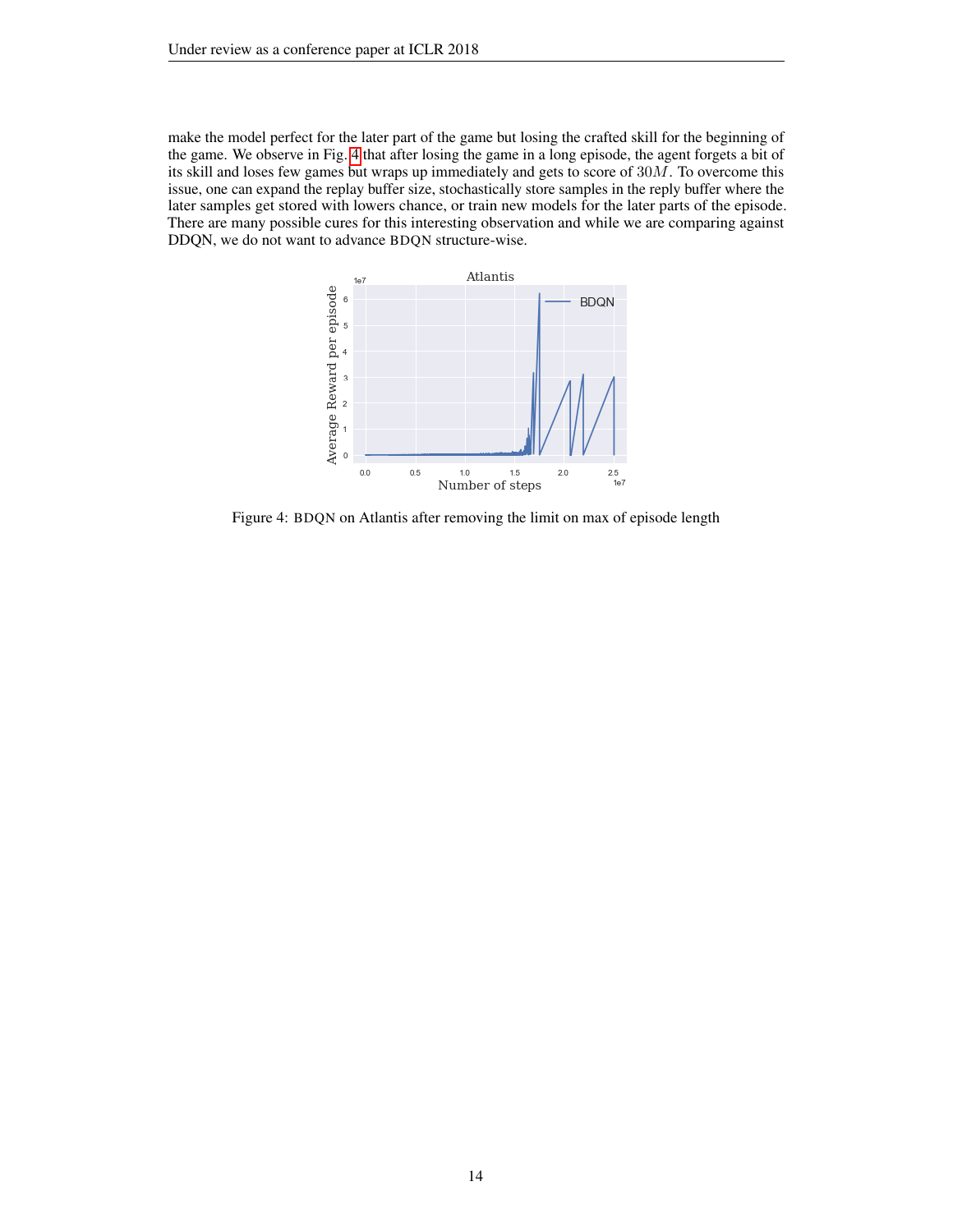make the model perfect for the later part of the game but losing the crafted skill for the beginning of the game. We observe in Fig. 4 that after losing the game in a long episode, the agent forgets a bit of its skill and loses few games but wraps up immediately and gets to score of $30M$. To overcome this issue, one can expand the replay buffer size, stochastically store samples in the reply buffer where the later samples get stored with lowers chance, or train new models for the later parts of the episode. There are many possible cures for this interesting observation and while we are comparing against DDQN, we do not want to advance BDQN structure-wise.

Atlantis

1e7

Average Reward per episode

0
1
2
3
4
5
6

BDQN

0.0
0.5
1.0
1.5
2.0
2.5

1e7

Number of steps

Figure 4: BDQN on Atlantis after removing the limit on max of episode length